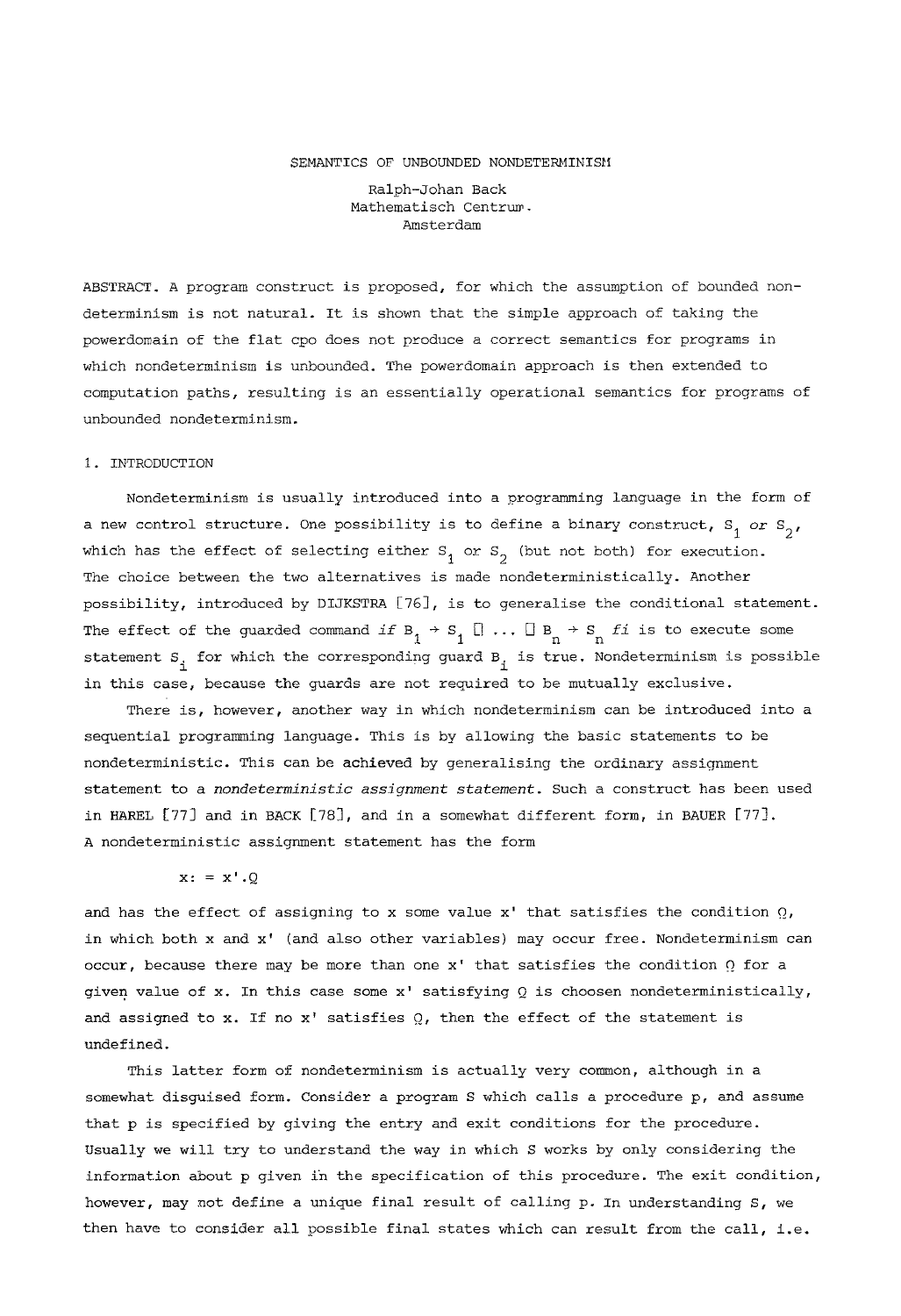# SEMANTICS OF UNBOUNDED NONDETERMINISM

Ralph-Johan Back
Mathematisch Centrum.
Amsterdam

ABSTRACT. A program construct is proposed, for which the assumption of bounded non-determinism is not natural. It is shown that the simple approach of taking the powerdomain of the flat cpo does not produce a correct semantics for programs in which nondeterminism is unbounded. The powerdomain approach is then extended to computation paths, resulting is an essentially operational semantics for programs of unbounded nondeterminism.

## 1. INTRODUCTION

Nondeterminism is usually introduced into a programming language in the form of a new control structure. One possibility is to define a binary construct, $S_1$ *or* $S_2$, which has the effect of selecting either $S_1$ or $S_2$ (but not both) for execution. The choice between the two alternatives is made nondeterministically. Another possibility, introduced by DIJKSTRA [76], is to generalise the conditional statement. The effect of the guarded command *if* $B_1 \rightarrow S_1 \,\square\, \ldots \,\square\, B_n \rightarrow S_n$ *fi* is to execute some statement $S_i$ for which the corresponding guard $B_i$ is true. Nondeterminism is possible in this case, because the guards are not required to be mutually exclusive.

There is, however, another way in which nondeterminism can be introduced into a sequential programming language. This is by allowing the basic statements to be nondeterministic. This can be achieved by generalising the ordinary assignment statement to a *nondeterministic assignment statement*. Such a construct has been used in HAREL [77] and in BACK [78], and in a somewhat different form, in BAUER [77]. A nondeterministic assignment statement has the form

$$x: = x'.Q$$

and has the effect of assigning to x some value x' that satisfies the condition Q, in which both x and x' (and also other variables) may occur free. Nondeterminism can occur, because there may be more than one x' that satisfies the condition Q for a given value of x. In this case some x' satisfying Q is choosen nondeterministically, and assigned to x. If no x' satisfies Q, then the effect of the statement is undefined.

This latter form of nondeterminism is actually very common, although in a somewhat disguised form. Consider a program S which calls a procedure p, and assume that p is specified by giving the entry and exit conditions for the procedure. Usually we will try to understand the way in which S works by only considering the information about p given in the specification of this procedure. The exit condition, however, may not define a unique final result of calling p. In understanding S, we then have to consider all possible final states which can result from the call, i.e.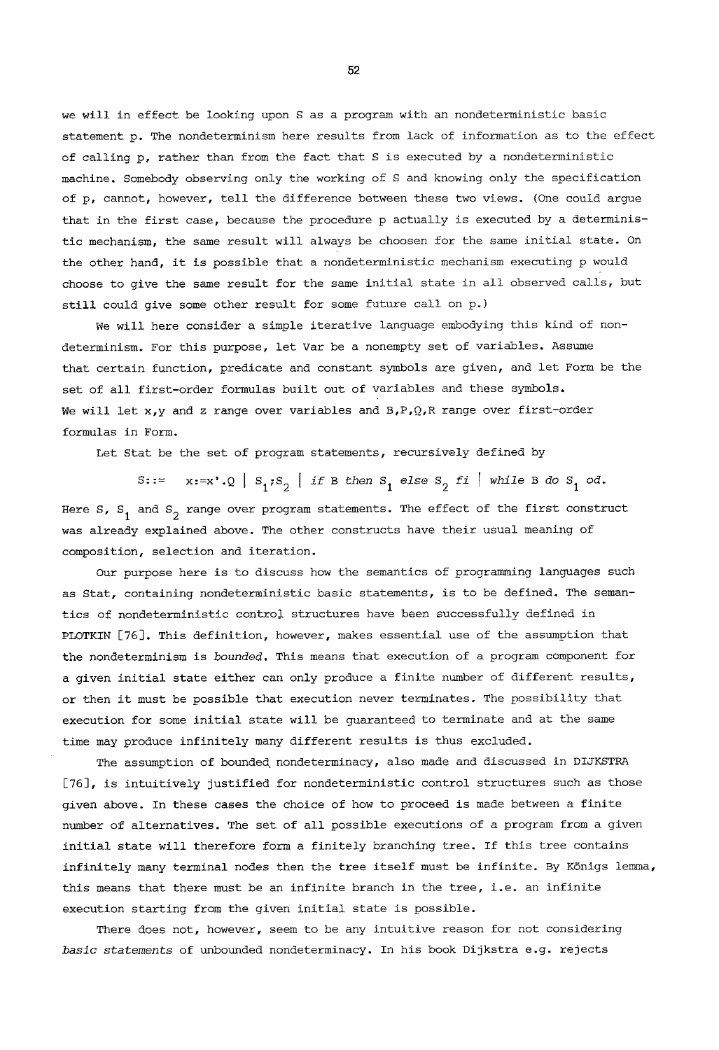we will in effect be looking upon S as a program with an nondeterministic basic statement p. The nondeterminism here results from lack of information as to the effect of calling p, rather than from the fact that S is executed by a nondeterministic machine. Somebody observing only the working of S and knowing only the specification of p, cannot, however, tell the difference between these two views. (One could argue that in the first case, because the procedure p actually is executed by a deterministic mechanism, the same result will always be choosen for the same initial state. On the other hand, it is possible that a nondeterministic mechanism executing p would choose to give the same result for the same initial state in all observed calls, but still could give some other result for some future call on p.)

We will here consider a simple iterative language embodying this kind of nondeterminism. For this purpose, let Var be a nonempty set of variables. Assume that certain function, predicate and constant symbols are given, and let Form be the set of all first-order formulas built out of variables and these symbols. We will let x,y and z range over variables and B,P,Q,R range over first-order formulas in Form.

Let Stat be the set of program statements, recursively defined by

$$S ::= \; x:=x'.Q \mid S_1;S_2 \mid \textit{if } B \textit{ then } S_1 \textit{ else } S_2 \textit{ fi} \mid \textit{while } B \textit{ do } S_1 \textit{ od}.$$

Here S, $S_1$ and $S_2$ range over program statements. The effect of the first construct was already explained above. The other constructs have their usual meaning of composition, selection and iteration.

Our purpose here is to discuss how the semantics of programming languages such as Stat, containing nondeterministic basic statements, is to be defined. The semantics of nondeterministic control structures have been successfully defined in PLOTKIN [76]. This definition, however, makes essential use of the assumption that the nondeterminism is *bounded*. This means that execution of a program component for a given initial state either can only produce a finite number of different results, or then it must be possible that execution never terminates. The possibility that execution for some initial state will be guaranteed to terminate and at the same time may produce infinitely many different results is thus excluded.

The assumption of bounded nondeterminacy, also made and discussed in DIJKSTRA [76], is intuitively justified for nondeterministic control structures such as those given above. In these cases the choice of how to proceed is made between a finite number of alternatives. The set of all possible executions of a program from a given initial state will therefore form a finitely branching tree. If this tree contains infinitely many terminal nodes then the tree itself must be infinite. By Königs lemma, this means that there must be an infinite branch in the tree, i.e. an infinite execution starting from the given initial state is possible.

There does not, however, seem to be any intuitive reason for not considering *basic statements* of unbounded nondeterminacy. In his book Dijkstra e.g. rejects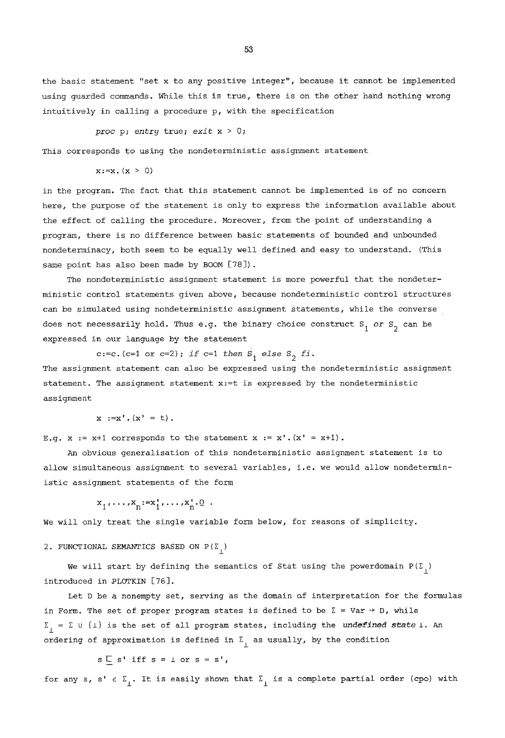the basic statement "set x to any positive integer", because it cannot be implemented using guarded commands. While this is true, there is on the other hand nothing wrong intuitively in calling a procedure p, with the specification

*proc* p; *entry* true; *exit* $x > 0$;

This corresponds to using the nondeterministic assignment statement

$x := x.(x > 0)$

in the program. The fact that this statement cannot be implemented is of no concern here, the purpose of the statement is only to express the information available about the effect of calling the procedure. Moreover, from the point of understanding a program, there is no difference between basic statements of bounded and unbounded nondeterminacy, both seem to be equally well defined and easy to understand. (This same point has also been made by BOOM [78]).

The nondeterministic assignment statement is more powerful that the nondeterministic control statements given above, because nondeterministic control structures can be simulated using nondeterministic assignment statements, while the converse does not necessarily hold. Thus e.g. the binary choice construct $S_1$ *or* $S_2$ can be expressed in our language by the statement

$c := c.(c=1 \text{ or } c=2)$; *if* $c=1$ *then* $S_1$ *else* $S_2$ *fi*.

The assignment statement can also be expressed using the nondeterministic assignment statement. The assignment statement $x := t$ is expressed by the nondeterministic assignment

$x := x'.(x' = t)$.

E.g. $x := x+1$ corresponds to the statement $x := x'.(x' = x+1)$.

An obvious generalisation of this nondeterministic assignment statement is to allow simultaneous assignment to several variables, i.e. we would allow nondeterministic assignment statements of the form

$x_1, \ldots, x_n := x_1', \ldots, x_n'.Q$ .

We will only treat the single variable form below, for reasons of simplicity.

## 2. FUNCTIONAL SEMANTICS BASED ON $P(\Sigma_\perp)$

We will start by defining the semantics of Stat using the powerdomain $P(\Sigma_\perp)$ introduced in PLOTKIN [76].

Let D be a nonempty set, serving as the domain of interpretation for the formulas in Form. The set of proper program states is defined to be $\Sigma = \text{Var} \rightarrow D$, while $\Sigma_\perp = \Sigma \cup \{\perp\}$ is the set of all program states, including the ***undefined state*** $\perp$. An ordering of approximation is defined in $\Sigma_\perp$ as usually, by the condition

$s \sqsubseteq s'$ iff $s = \perp$ or $s = s'$,

for any $s, s' \in \Sigma_\perp$. It is easily shown that $\Sigma_\perp$ is a complete partial order (cpo) with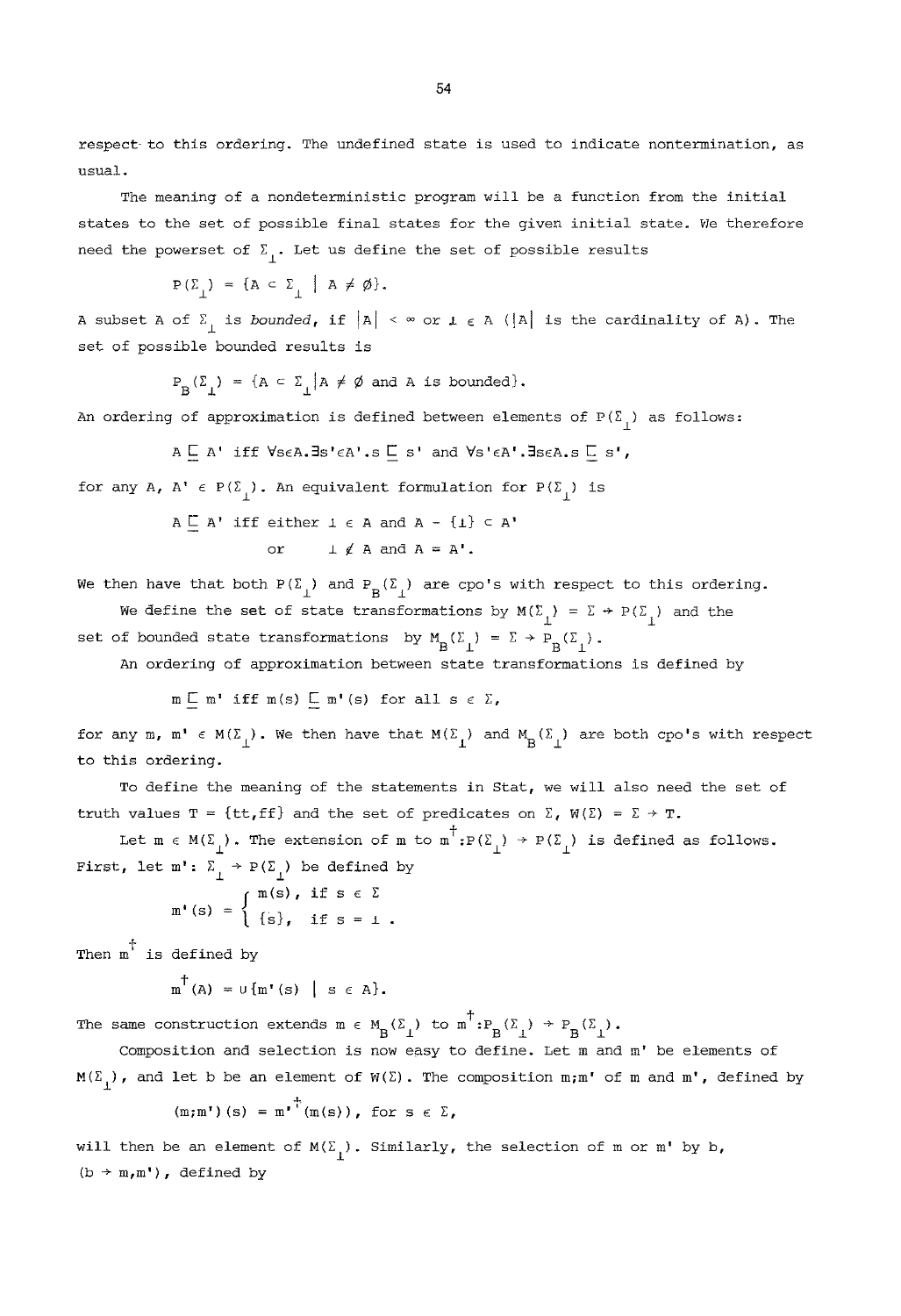respect to this ordering. The undefined state is used to indicate nontermination, as usual.

The meaning of a nondeterministic program will be a function from the initial states to the set of possible final states for the given initial state. We therefore need the powerset of $\Sigma_\perp$. Let us define the set of possible results

$$P(\Sigma_\perp) = \{A \subset \Sigma_\perp \mid A \neq \emptyset\}.$$

A subset A of $\Sigma_\perp$ is *bounded*, if $|A| < \infty$ or $\perp \in A$ ($|A|$ is the cardinality of A). The set of possible bounded results is

$$P_B(\Sigma_\perp) = \{A \subset \Sigma_\perp | A \neq \emptyset \text{ and } A \text{ is bounded}\}.$$

An ordering of approximation is defined between elements of $P(\Sigma_\perp)$ as follows:

$$A \sqsubseteq A' \text{ iff } \forall s \in A . \exists s' \in A' . s \sqsubseteq s' \text{ and } \forall s' \in A' . \exists s \in A . s \sqsubseteq s',$$

for any $A, A' \in P(\Sigma_\perp)$. An equivalent formulation for $P(\Sigma_\perp)$ is

$$A \sqsubseteq A' \text{ iff either } \perp \in A \text{ and } A - \{\perp\} \subset A'$$
$$\text{or} \quad \perp \notin A \text{ and } A = A'.$$

We then have that both $P(\Sigma_\perp)$ and $P_B(\Sigma_\perp)$ are cpo's with respect to this ordering.

We define the set of state transformations by $M(\Sigma_\perp) = \Sigma \to P(\Sigma_\perp)$ and the set of bounded state transformations by $M_B(\Sigma_\perp) = \Sigma \to P_B(\Sigma_\perp)$.

An ordering of approximation between state transformations is defined by

$$m \sqsubseteq m' \text{ iff } m(s) \sqsubseteq m'(s) \text{ for all } s \in \Sigma,$$

for any $m, m' \in M(\Sigma_\perp)$. We then have that $M(\Sigma_\perp)$ and $M_B(\Sigma_\perp)$ are both cpo's with respect to this ordering.

To define the meaning of the statements in Stat, we will also need the set of truth values $T = \{tt, ff\}$ and the set of predicates on $\Sigma$, $W(\Sigma) = \Sigma \to T$.

Let $m \in M(\Sigma_\perp)$. The extension of m to $m^\dagger : P(\Sigma_\perp) \to P(\Sigma_\perp)$ is defined as follows. First, let $m' : \Sigma_\perp \to P(\Sigma_\perp)$ be defined by

$$m'(s) = \begin{cases} m(s), & \text{if } s \in \Sigma \\ \{s\}, & \text{if } s = \perp . \end{cases}$$

Then $m^\dagger$ is defined by

$$m^\dagger(A) = \cup\{m'(s) \mid s \in A\}.$$

The same construction extends $m \in M_B(\Sigma_\perp)$ to $m^\dagger : P_B(\Sigma_\perp) \to P_B(\Sigma_\perp)$.

Composition and selection is now easy to define. Let m and m' be elements of $M(\Sigma_\perp)$, and let b be an element of $W(\Sigma)$. The composition $m;m'$ of m and m', defined by

$$(m;m')(s) = m'^\dagger(m(s)), \text{ for } s \in \Sigma,$$

will then be an element of $M(\Sigma_\perp)$. Similarly, the selection of m or m' by b, $(b \to m, m')$, defined by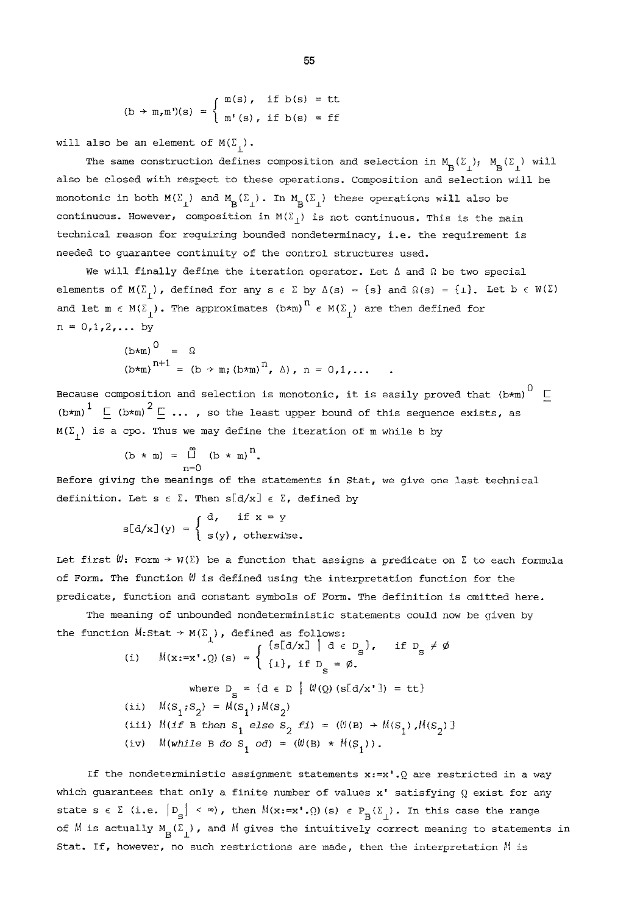$$(b \rightarrow m, m')(s) = \begin{cases} m(s), & \text{if } b(s) = tt \\ m'(s), & \text{if } b(s) = ff \end{cases}$$

will also be an element of $M(\Sigma_\bot)$.

The same construction defines composition and selection in $M_B(\Sigma_\bot)$; $M_B(\Sigma_\bot)$ will also be closed with respect to these operations. Composition and selection will be monotonic in both $M(\Sigma_\bot)$ and $M_B(\Sigma_\bot)$. In $M_B(\Sigma_\bot)$ these operations will also be continuous. However, composition in $M(\Sigma_\bot)$ is not continuous. This is the main technical reason for requiring bounded nondeterminacy, i.e. the requirement is needed to guarantee continuity of the control structures used.

We will finally define the iteration operator. Let $\Delta$ and $\Omega$ be two special elements of $M(\Sigma_\bot)$, defined for any $s \in \Sigma$ by $\Delta(s) = \{s\}$ and $\Omega(s) = \{\bot\}$. Let $b \in W(\Sigma)$ and let $m \in M(\Sigma_\bot)$. The approximates $(b*m)^n \in M(\Sigma_\bot)$ are then defined for $n = 0,1,2,\ldots$ by

$$(b*m)^0 = \Omega$$

$$(b*m)^{n+1} = (b \rightarrow m; (b*m)^n, \Delta), \; n = 0,1,\ldots \quad .$$

Because composition and selection is monotonic, it is easily proved that $(b*m)^0 \sqsubseteq (b*m)^1 \sqsubseteq (b*m)^2 \sqsubseteq \ldots$ , so the least upper bound of this sequence exists, as $M(\Sigma_\bot)$ is a cpo. Thus we may define the iteration of m while b by

$$(b * m) = \bigsqcup_{n=0}^{\infty} (b * m)^n.$$

Before giving the meanings of the statements in Stat, we give one last technical definition. Let $s \in \Sigma$. Then $s[d/x] \in \Sigma$, defined by

$$s[d/x](y) = \begin{cases} d, & \text{if } x = y \\ s(y), & \text{otherwise.} \end{cases}$$

Let first $\mathcal{W}$: Form $\rightarrow W(\Sigma)$ be a function that assigns a predicate on $\Sigma$ to each formula of Form. The function $\mathcal{W}$ is defined using the interpretation function for the predicate, function and constant symbols of Form. The definition is omitted here.

The meaning of unbounded nondeterministic statements could now be given by the function $\mathcal{M}$:Stat $\rightarrow M(\Sigma_\bot)$, defined as follows:

(i) $\mathcal{M}(x{:=}x'.Q)(s) = \begin{cases} \{s[d/x] \mid d \in D_s\}, & \text{if } D_s \neq \emptyset \\ \{\bot\}, \text{ if } D_s = \emptyset. \end{cases}$

where $D_s = \{d \in D \mid \mathcal{W}(Q)(s[d/x']) = tt\}$

(ii) $\mathcal{M}(S_1;S_2) = \mathcal{M}(S_1);\mathcal{M}(S_2)$

(iii) $\mathcal{M}(\textit{if } B \textit{ then } S_1 \textit{ else } S_2 \textit{ fi}) = (\mathcal{W}(B) \rightarrow \mathcal{M}(S_1), \mathcal{M}(S_2)]$

(iv) $\mathcal{M}(\textit{while } B \textit{ do } S_1 \textit{ od}) = (\mathcal{W}(B) * \mathcal{M}(S_1))$.

If the nondeterministic assignment statements $x{:=}x'.Q$ are restricted in a way which guarantees that only a finite number of values $x'$ satisfying $Q$ exist for any state $s \in \Sigma$ (i.e. $|D_s| < \infty$), then $\mathcal{M}(x{:=}x'.Q)(s) \in P_B(\Sigma_\bot)$. In this case the range of $\mathcal{M}$ is actually $M_B(\Sigma_\bot)$, and $\mathcal{M}$ gives the intuitively correct meaning to statements in Stat. If, however, no such restrictions are made, then the interpretation $\mathcal{M}$ is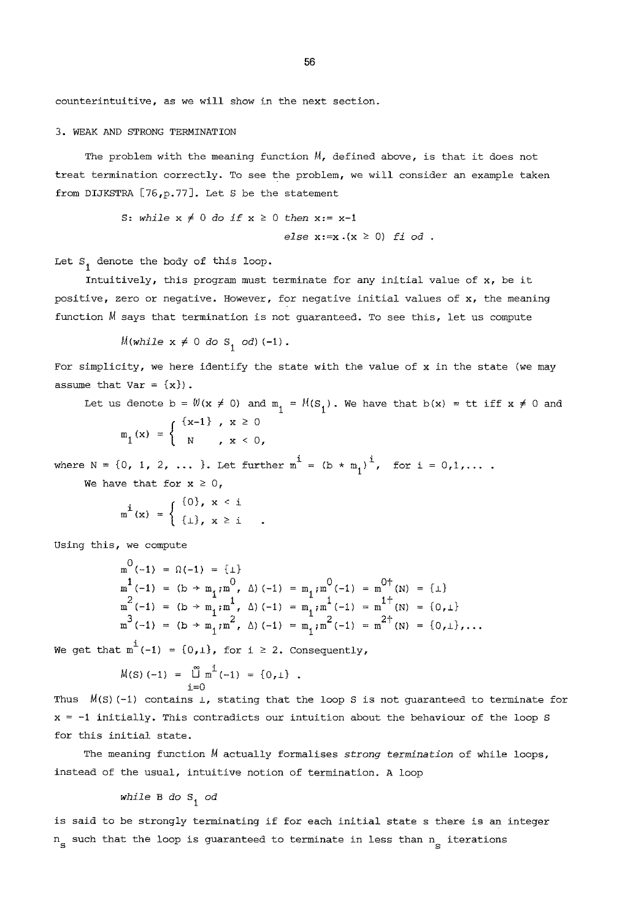counterintuitive, as we will show in the next section.

## 3. WEAK AND STRONG TERMINATION

The problem with the meaning function $M$, defined above, is that it does not treat termination correctly. To see the problem, we will consider an example taken from DIJKSTRA [76,p.77]. Let S be the statement

$$\text{S: } \textit{while } x \neq 0 \textit{ do if } x \geq 0 \textit{ then } x := x-1 \textit{ else } x := x.(x \geq 0) \textit{ fi od} .$$

Let $S_1$ denote the body of this loop.

Intuitively, this program must terminate for any initial value of x, be it positive, zero or negative. However, for negative initial values of x, the meaning function $M$ says that termination is not guaranteed. To see this, let us compute

$$M(\textit{while } x \neq 0 \textit{ do } S_1 \textit{ od})(-1).$$

For simplicity, we here identify the state with the value of x in the state (we may assume that Var = {x}).

Let us denote $b = W(x \neq 0)$ and $m_1 = M(S_1)$. We have that $b(x) = tt$ iff $x \neq 0$ and

$$m_1(x) = \begin{cases} \{x-1\} & , x \geq 0 \\ N & , x < 0, \end{cases}$$

where $N = \{0, 1, 2, \ldots\}$. Let further $m^i = (b * m_1)^i$, for $i = 0,1,\ldots$ .

We have that for $x \geq 0$,

$$m^i(x) = \begin{cases} \{0\}, & x < i \\ \{\bot\}, & x \geq i \end{cases} .$$

Using this, we compute

$$\begin{aligned}
m^0(-1) &= \Omega(-1) = \{\bot\} \\
m^1(-1) &= (b \rightarrow m_1;m^0, \Delta)(-1) = m_1;m^0(-1) = m^{0\dagger}(N) = \{\bot\} \\
m^2(-1) &= (b \rightarrow m_1;m^1, \Delta)(-1) = m_1;m^1(-1) = m^{1\dagger}(N) = \{0,\bot\} \\
m^3(-1) &= (b \rightarrow m_1;m^2, \Delta)(-1) = m_1;m^2(-1) = m^{2\dagger}(N) = \{0,\bot\},\ldots
\end{aligned}$$

We get that $m^i(-1) = \{0,\bot\}$, for $i \geq 2$. Consequently,

$$M(S)(-1) = \bigcup_{i=0}^{\infty} m^i(-1) = \{0,\bot\} .$$

Thus $M(S)(-1)$ contains $\bot$, stating that the loop S is not guaranteed to terminate for $x = -1$ initially. This contradicts our intuition about the behaviour of the loop S for this initial state.

The meaning function $M$ actually formalises *strong termination* of while loops, instead of the usual, intuitive notion of termination. A loop

$$\textit{while } B \textit{ do } S_1 \textit{ od}$$

is said to be strongly terminating if for each initial state s there is an integer $n_s$ such that the loop is guaranteed to terminate in less than $n_s$ iterations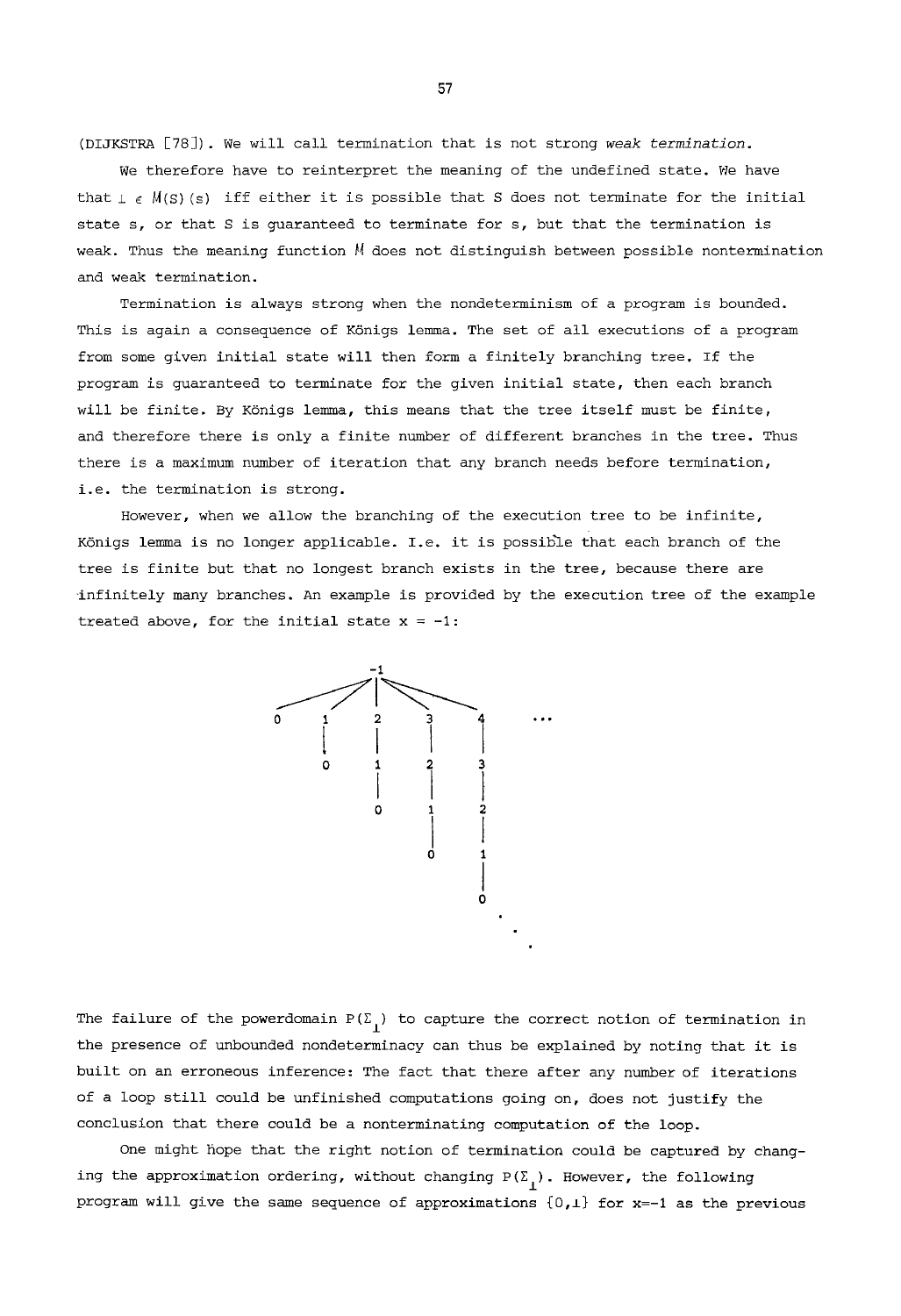(DIJKSTRA [78]). We will call termination that is not strong *weak termination*.

We therefore have to reinterpret the meaning of the undefined state. We have that $\perp \in M(S)(s)$ iff either it is possible that S does not terminate for the initial state s, or that S is guaranteed to terminate for s, but that the termination is weak. Thus the meaning function $M$ does not distinguish between possible nontermination and weak termination.

Termination is always strong when the nondeterminism of a program is bounded. This is again a consequence of Königs lemma. The set of all executions of a program from some given initial state will then form a finitely branching tree. If the program is guaranteed to terminate for the given initial state, then each branch will be finite. By Königs lemma, this means that the tree itself must be finite, and therefore there is only a finite number of different branches in the tree. Thus there is a maximum number of iteration that any branch needs before termination, i.e. the termination is strong.

However, when we allow the branching of the execution tree to be infinite, Königs lemma is no longer applicable. I.e. it is possible that each branch of the tree is finite but that no longest branch exists in the tree, because there are infinitely many branches. An example is provided by the execution tree of the example treated above, for the initial state x = -1:

-1

0 1 2 3 4 ...

0 1 2 3

0 1 2

0 1

0

The failure of the powerdomain $P(\Sigma_\perp)$ to capture the correct notion of termination in the presence of unbounded nondeterminacy can thus be explained by noting that it is built on an erroneous inference: The fact that there after any number of iterations of a loop still could be unfinished computations going on, does not justify the conclusion that there could be a nonterminating computation of the loop.

One might hope that the right notion of termination could be captured by changing the approximation ordering, without changing $P(\Sigma_\perp)$. However, the following program will give the same sequence of approximations $\{0,\perp\}$ for x=-1 as the previous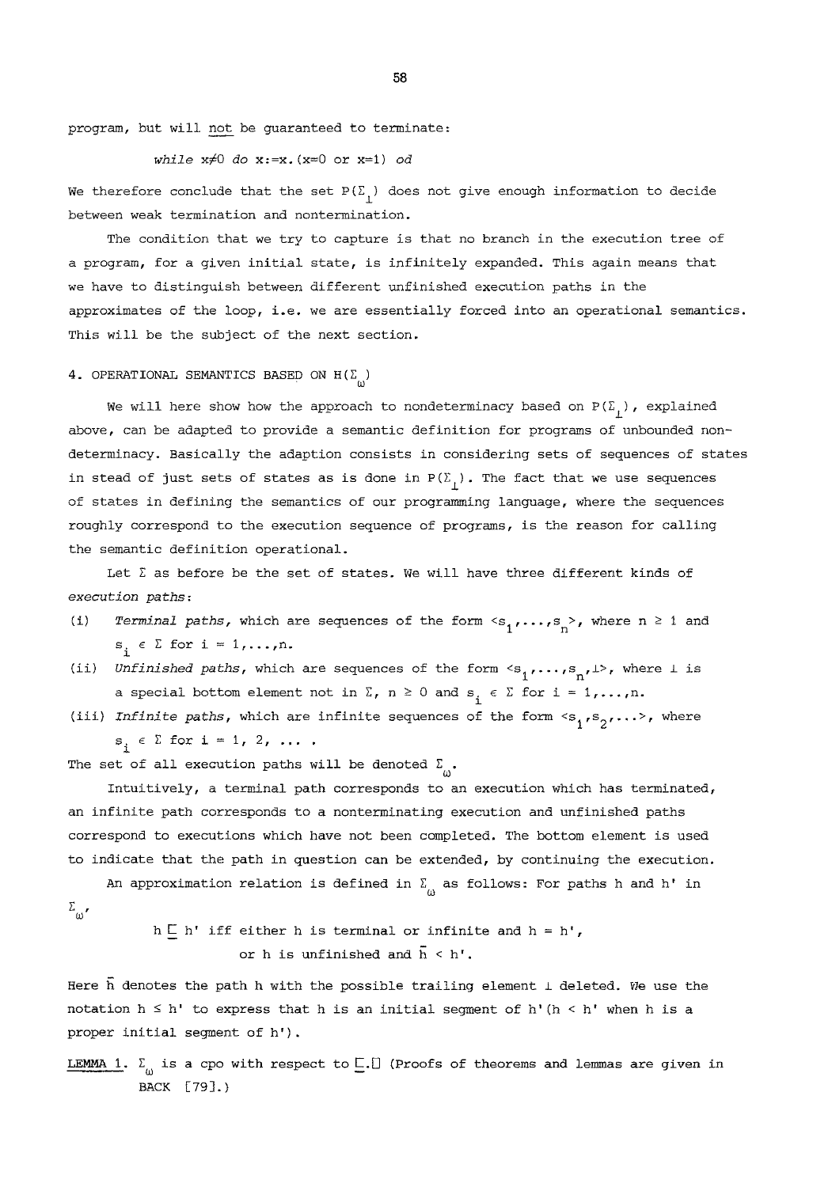program, but will not be guaranteed to terminate:

*while* $x \neq 0$ *do* $x := x.(x=0 \text{ or } x=1)$ *od*

We therefore conclude that the set $P(\Sigma_\perp)$ does not give enough information to decide between weak termination and nontermination.

The condition that we try to capture is that no branch in the execution tree of a program, for a given initial state, is infinitely expanded. This again means that we have to distinguish between different unfinished execution paths in the approximates of the loop, i.e. we are essentially forced into an operational semantics. This will be the subject of the next section.

## 4. OPERATIONAL SEMANTICS BASED ON $H(\Sigma_\omega)$

We will here show how the approach to nondeterminacy based on $P(\Sigma_\perp)$, explained above, can be adapted to provide a semantic definition for programs of unbounded nondeterminacy. Basically the adaption consists in considering sets of sequences of states in stead of just sets of states as is done in $P(\Sigma_\perp)$. The fact that we use sequences of states in defining the semantics of our programming language, where the sequences roughly correspond to the execution sequence of programs, is the reason for calling the semantic definition operational.

Let $\Sigma$ as before be the set of states. We will have three different kinds of *execution paths*:

(i) *Terminal paths*, which are sequences of the form $<s_1,\ldots,s_n>$, where $n \geq 1$ and $s_i \in \Sigma$ for $i = 1,\ldots,n$.

(ii) *Unfinished paths*, which are sequences of the form $<s_1,\ldots,s_n,\perp>$, where $\perp$ is a special bottom element not in $\Sigma$, $n \geq 0$ and $s_i \in \Sigma$ for $i = 1,\ldots,n$.

(iii) *Infinite paths*, which are infinite sequences of the form $<s_1,s_2,\ldots>$, where $s_i \in \Sigma$ for $i = 1, 2, \ldots$ .

The set of all execution paths will be denoted $\Sigma_\omega$.

Intuitively, a terminal path corresponds to an execution which has terminated, an infinite path corresponds to a nonterminating execution and unfinished paths correspond to executions which have not been completed. The bottom element is used to indicate that the path in question can be extended, by continuing the execution.

An approximation relation is defined in $\Sigma_\omega$ as follows: For paths $h$ and $h'$ in $\Sigma_\omega$,

$$h \sqsubseteq h' \text{ iff either } h \text{ is terminal or infinite and } h = h',$$
$$\text{or } h \text{ is unfinished and } \bar{h} < h'.$$

Here $\bar{h}$ denotes the path $h$ with the possible trailing element $\perp$ deleted. We use the notation $h \leq h'$ to express that $h$ is an initial segment of $h'$ ($h < h'$ when $h$ is a proper initial segment of $h'$).

LEMMA 1. $\Sigma_\omega$ is a cpo with respect to $\sqsubseteq$.□ (Proofs of theorems and lemmas are given in BACK [79].)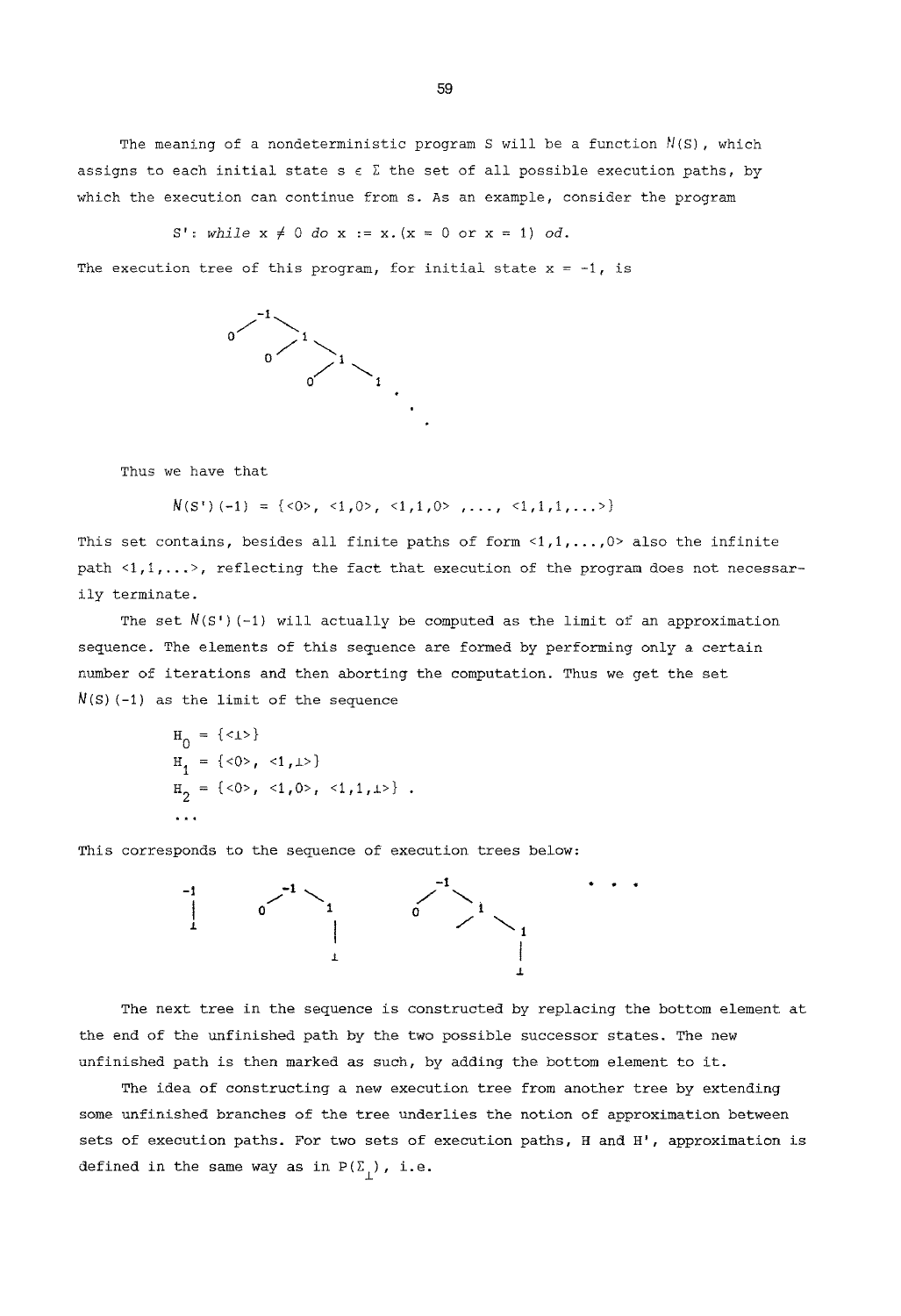The meaning of a nondeterministic program S will be a function $N(S)$, which assigns to each initial state $s \in \Sigma$ the set of all possible execution paths, by which the execution can continue from s. As an example, consider the program

$$S': \textit{while } x \neq 0 \textit{ do } x := x.(x = 0 \text{ or } x = 1) \textit{ od}.$$

The execution tree of this program, for initial state $x = -1$, is

Thus we have that

$$N(S')(-1) = \{\langle 0\rangle, \langle 1,0\rangle, \langle 1,1,0\rangle, \ldots, \langle 1,1,1,\ldots\rangle\}$$

This set contains, besides all finite paths of form $\langle 1,1,\ldots,0\rangle$ also the infinite path $\langle 1,1,\ldots\rangle$, reflecting the fact that execution of the program does not necessarily terminate.

The set $N(S')(-1)$ will actually be computed as the limit of an approximation sequence. The elements of this sequence are formed by performing only a certain number of iterations and then aborting the computation. Thus we get the set $N(S)(-1)$ as the limit of the sequence

$$H_0 = \{\langle \bot\rangle\}$$
$$H_1 = \{\langle 0\rangle, \langle 1,\bot\rangle\}$$
$$H_2 = \{\langle 0\rangle, \langle 1,0\rangle, \langle 1,1,\bot\rangle\} .$$
$$\ldots$$

This corresponds to the sequence of execution trees below:

The next tree in the sequence is constructed by replacing the bottom element at the end of the unfinished path by the two possible successor states. The new unfinished path is then marked as such, by adding the bottom element to it.

The idea of constructing a new execution tree from another tree by extending some unfinished branches of the tree underlies the notion of approximation between sets of execution paths. For two sets of execution paths, H and H', approximation is defined in the same way as in $P(\Sigma_\bot)$, i.e.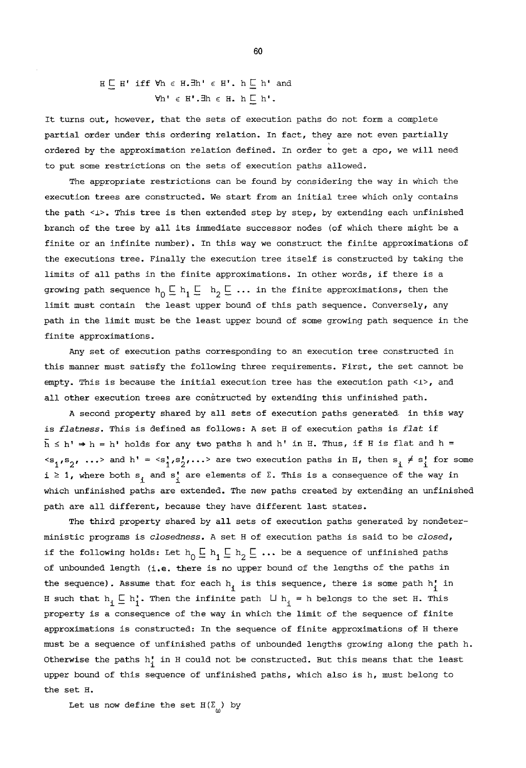$$H \sqsubseteq H' \text{ iff } \forall h \in H.\exists h' \in H'.\ h \sqsubseteq h' \text{ and}$$
$$\forall h' \in H'.\exists h \in H.\ h \sqsubseteq h'.$$

It turns out, however, that the sets of execution paths do not form a complete partial order under this ordering relation. In fact, they are not even partially ordered by the approximation relation defined. In order to get a cpo, we will need to put some restrictions on the sets of execution paths allowed.

The appropriate restrictions can be found by considering the way in which the execution trees are constructed. We start from an initial tree which only contains the path $<\bot>$. This tree is then extended step by step, by extending each unfinished branch of the tree by all its immediate successor nodes (of which there might be a finite or an infinite number). In this way we construct the finite approximations of the executions tree. Finally the execution tree itself is constructed by taking the limits of all paths in the finite approximations. In other words, if there is a growing path sequence $h_0 \sqsubseteq h_1 \sqsubseteq h_2 \sqsubseteq \ldots$ in the finite approximations, then the limit must contain the least upper bound of this path sequence. Conversely, any path in the limit must be the least upper bound of some growing path sequence in the finite approximations.

Any set of execution paths corresponding to an execution tree constructed in this manner must satisfy the following three requirements. First, the set cannot be empty. This is because the initial execution tree has the execution path $<\bot>$, and all other execution trees are constructed by extending this unfinished path.

A second property shared by all sets of execution paths generated in this way is *flatness*. This is defined as follows: A set H of execution paths is *flat* if $\bar{h} \leq h' \Rightarrow h = h'$ holds for any two paths h and h' in H. Thus, if H is flat and $h = <s_1, s_2, \ldots>$ and $h' = <s_1', s_2', \ldots>$ are two execution paths in H, then $s_i \neq s_i'$ for some $i \geq 1$, where both $s_i$ and $s_i'$ are elements of $\Sigma$. This is a consequence of the way in which unfinished paths are extended. The new paths created by extending an unfinished path are all different, because they have different last states.

The third property shared by all sets of execution paths generated by nondeterministic programs is *closedness*. A set H of execution paths is said to be *closed*, if the following holds: Let $h_0 \sqsubseteq h_1 \sqsubseteq h_2 \sqsubseteq \ldots$ be a sequence of unfinished paths of unbounded length (i.e. there is no upper bound of the lengths of the paths in the sequence). Assume that for each $h_i$ is this sequence, there is some path $h_i'$ in H such that $h_i \sqsubseteq h_i'$. Then the infinite path $\sqcup h_i = h$ belongs to the set H. This property is a consequence of the way in which the limit of the sequence of finite approximations is constructed: In the sequence of finite approximations of H there must be a sequence of unfinished paths of unbounded lengths growing along the path h. Otherwise the paths $h_i'$ in H could not be constructed. But this means that the least upper bound of this sequence of unfinished paths, which also is h, must belong to the set H.

Let us now define the set $H(\Sigma_\omega)$ by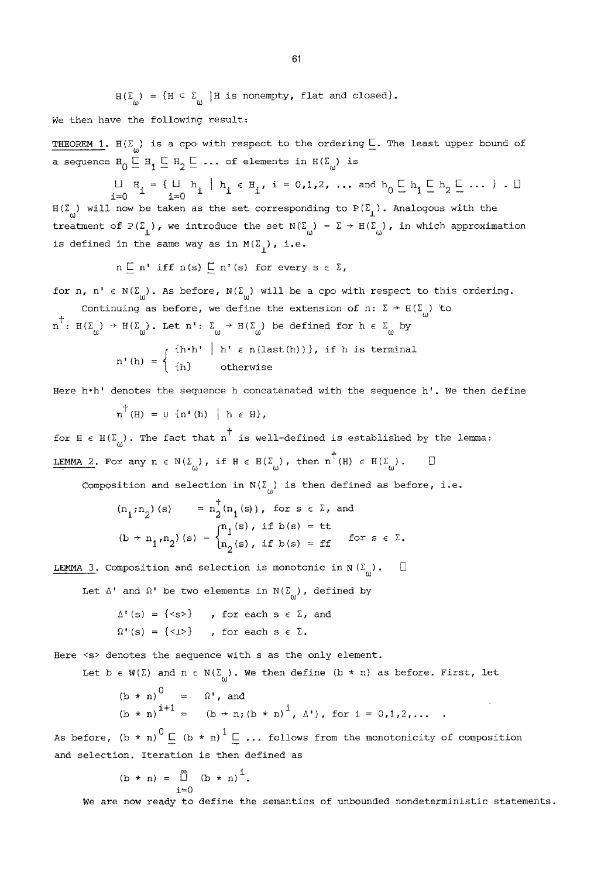$$H(\Sigma_\omega) = \{H \subset \Sigma_\omega \mid H \text{ is nonempty, flat and closed}\}.$$

We then have the following result:

THEOREM 1. $H(\Sigma_\omega)$ is a cpo with respect to the ordering $\sqsubseteq$. The least upper bound of a sequence $H_0 \sqsubseteq H_1 \sqsubseteq H_2 \sqsubseteq \ldots$ of elements in $H(\Sigma_\omega)$ is

$$\bigsqcup_{i=0} H_i = \{ \bigsqcup_{i=0} h_i \mid h_i \in H_i,\ i = 0,1,2, \ldots \text{ and } h_0 \sqsubseteq h_1 \sqsubseteq h_2 \sqsubseteq \ldots \}. \ \Box$$

$H(\Sigma_\omega)$ will now be taken as the set corresponding to $P(\Sigma_\perp)$. Analogous with the treatment of $P(\Sigma_\perp)$, we introduce the set $N(\Sigma_\omega) = \Sigma \to H(\Sigma_\omega)$, in which approximation is defined in the same way as in $M(\Sigma_\perp)$, i.e.

$$n \sqsubseteq n' \text{ iff } n(s) \sqsubseteq n'(s) \text{ for every } s \in \Sigma,$$

for $n, n' \in N(\Sigma_\omega)$. As before, $N(\Sigma_\omega)$ will be a cpo with respect to this ordering.

Continuing as before, we define the extension of $n: \Sigma \to H(\Sigma_\omega)$ to $n^\dagger: H(\Sigma_\omega) \to H(\Sigma_\omega)$. Let $n': \Sigma_\omega \to H(\Sigma_\omega)$ be defined for $h \in \Sigma_\omega$ by

$$n'(h) = \begin{cases} \{h \cdot h' \mid h' \in n(\mathrm{last}(h))\}, & \text{if } h \text{ is terminal} \\ \{h\} & \text{otherwise} \end{cases}$$

Here $h \cdot h'$ denotes the sequence $h$ concatenated with the sequence $h'$. We then define

$$n^\dagger(H) = \cup \{n'(h) \mid h \in H\},$$

for $H \in H(\Sigma_\omega)$. The fact that $n^\dagger$ is well-defined is established by the lemma:

LEMMA 2. For any $n \in N(\Sigma_\omega)$, if $H \in H(\Sigma_\omega)$, then $n^\dagger(H) \in H(\Sigma_\omega)$. $\Box$

Composition and selection in $N(\Sigma_\omega)$ is then defined as before, i.e.

$$(n_1 ; n_2)(s) = n_2^\dagger(n_1(s)), \text{ for } s \in \Sigma, \text{ and}$$

$$(b \to n_1, n_2)(s) = \begin{cases} n_1(s), & \text{if } b(s) = tt \\ n_2(s), & \text{if } b(s) = ff \end{cases} \quad \text{for } s \in \Sigma.$$

LEMMA 3. Composition and selection is monotonic in $N(\Sigma_\omega)$. $\Box$

Let $\Delta'$ and $\Omega'$ be two elements in $N(\Sigma_\omega)$, defined by

$$\Delta'(s) = \{\langle s \rangle\} \quad \text{, for each } s \in \Sigma, \text{ and}$$

$$\Omega'(s) = \{\langle \perp \rangle\} \quad \text{, for each } s \in \Sigma.$$

Here $\langle s \rangle$ denotes the sequence with $s$ as the only element.

Let $b \in W(\Sigma)$ and $n \in N(\Sigma_\omega)$. We then define $(b * n)$ as before. First, let

$$(b * n)^0 = \Omega', \text{ and}$$

$$(b * n)^{i+1} = (b \to n ; (b * n)^i, \Delta'), \text{ for } i = 0,1,2, \ldots .$$

As before, $(b * n)^0 \sqsubseteq (b * n)^1 \sqsubseteq \ldots$ follows from the monotonicity of composition and selection. Iteration is then defined as

$$(b * n) = \bigsqcup_{i=0}^{\infty} (b * n)^i.$$

We are now ready to define the semantics of unbounded nondeterministic statements.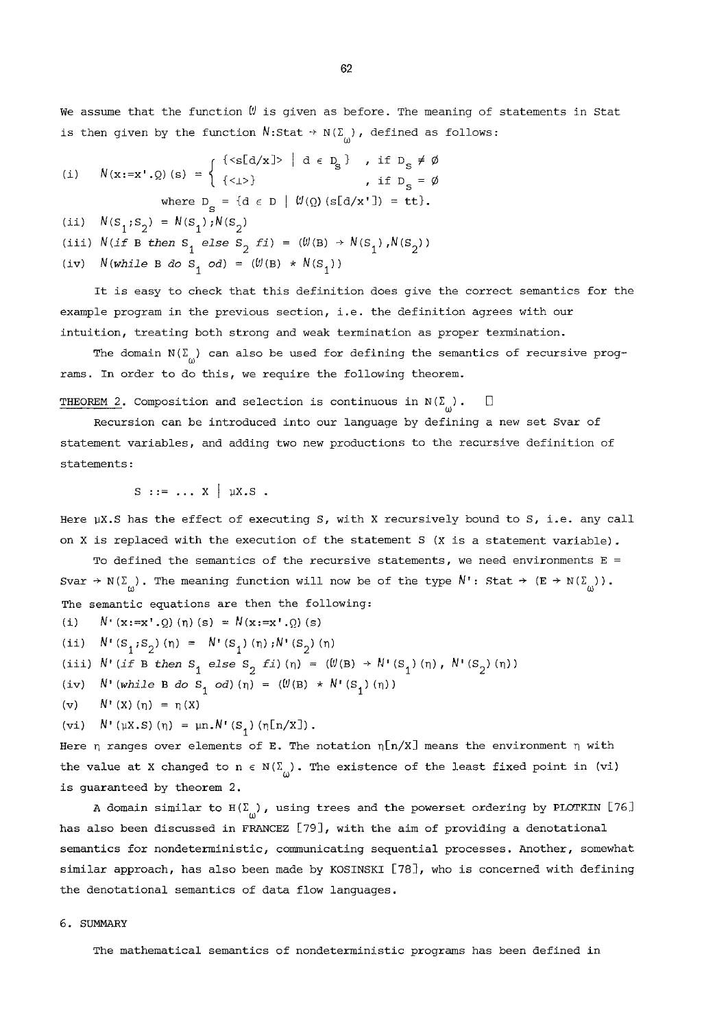We assume that the function $\mathcal{W}$ is given as before. The meaning of statements in Stat is then given by the function $N$:Stat $\to N(\Sigma_\omega)$, defined as follows:

$$\text{(i)} \quad N(x{:=}x'.Q)(s) = \begin{cases} \{<s[d/x]> \mid d \in D_s\} & , \text{ if } D_s \neq \emptyset \\ \{<\bot>\} & , \text{ if } D_s = \emptyset \end{cases}$$

where $D_s = \{d \in D \mid \mathcal{W}(Q)(s[d/x']) = tt\}$.

(ii) $N(S_1;S_2) = N(S_1);N(S_2)$

(iii) $N$(*if* B *then* $S_1$ *else* $S_2$ *fi*) $= (\mathcal{W}(B) \to N(S_1), N(S_2))$

(iv) $N$(*while* B *do* $S_1$ *od*) $= (\mathcal{W}(B) * N(S_1))$

It is easy to check that this definition does give the correct semantics for the example program in the previous section, i.e. the definition agrees with our intuition, treating both strong and weak termination as proper termination.

The domain $N(\Sigma_\omega)$ can also be used for defining the semantics of recursive programs. In order to do this, we require the following theorem.

THEOREM 2. Composition and selection is continuous in $N(\Sigma_\omega)$. □

Recursion can be introduced into our language by defining a new set Svar of statement variables, and adding two new productions to the recursive definition of statements:

S ::= ... X | μX.S .

Here μX.S has the effect of executing S, with X recursively bound to S, i.e. any call on X is replaced with the execution of the statement S (X is a statement variable).

To defined the semantics of the recursive statements, we need environments E = Svar $\to N(\Sigma_\omega)$. The meaning function will now be of the type $N'$: Stat $\to (E \to N(\Sigma_\omega))$. The semantic equations are then the following:

(i) $N'(x{:=}x'.Q)(\eta)(s) = N(x{:=}x'.Q)(s)$

(ii) $N'(S_1;S_2)(\eta) = N'(S_1)(\eta);N'(S_2)(\eta)$

(iii) $N'$(*if* B *then* $S_1$ *else* $S_2$ *fi*)$(\eta) = (\mathcal{W}(B) \to N'(S_1)(\eta), N'(S_2)(\eta))$

(iv) $N'$(*while* B *do* $S_1$ *od*)$(\eta) = (\mathcal{W}(B) * N'(S_1)(\eta))$

(v) $N'(X)(\eta) = \eta(X)$

(vi) $N'(\mu X.S)(\eta) = \mu n.N'(S_1)(\eta[n/X])$.

Here $\eta$ ranges over elements of E. The notation $\eta[n/X]$ means the environment $\eta$ with the value at X changed to $n \in N(\Sigma_\omega)$. The existence of the least fixed point in (vi) is guaranteed by theorem 2.

A domain similar to $H(\Sigma_\omega)$, using trees and the powerset ordering by PLOTKIN [76] has also been discussed in FRANCEZ [79], with the aim of providing a denotational semantics for nondeterministic, communicating sequential processes. Another, somewhat similar approach, has also been made by KOSINSKI [78], who is concerned with defining the denotational semantics of data flow languages.

## 6. SUMMARY

The mathematical semantics of nondeterministic programs has been defined in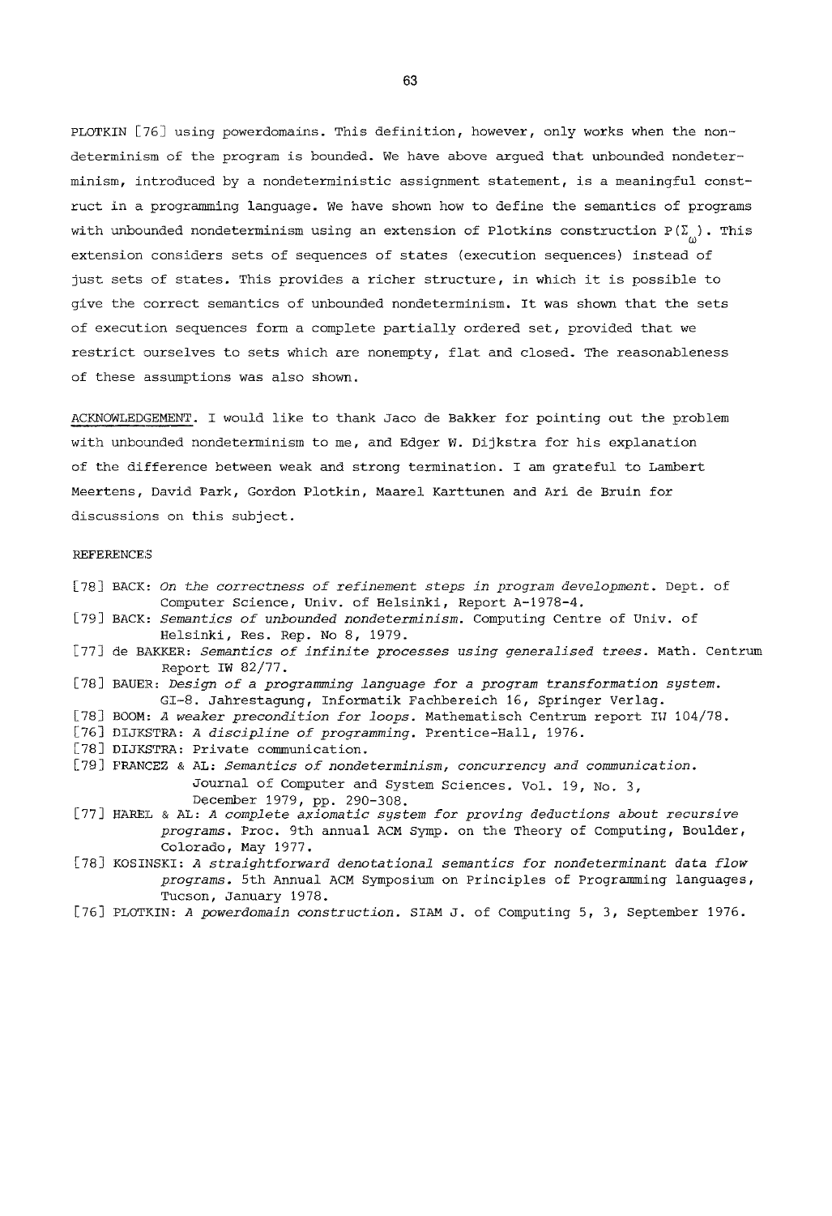PLOTKIN [76] using powerdomains. This definition, however, only works when the nondeterminism of the program is bounded. We have above argued that unbounded nondeterminism, introduced by a nondeterministic assignment statement, is a meaningful construct in a programming language. We have shown how to define the semantics of programs with unbounded nondeterminism using an extension of Plotkins construction $P(\Sigma_\omega)$. This extension considers sets of sequences of states (execution sequences) instead of just sets of states. This provides a richer structure, in which it is possible to give the correct semantics of unbounded nondeterminism. It was shown that the sets of execution sequences form a complete partially ordered set, provided that we restrict ourselves to sets which are nonempty, flat and closed. The reasonableness of these assumptions was also shown.

<u>ACKNOWLEDGEMENT</u>. I would like to thank Jaco de Bakker for pointing out the problem with unbounded nondeterminism to me, and Edger W. Dijkstra for his explanation of the difference between weak and strong termination. I am grateful to Lambert Meertens, David Park, Gordon Plotkin, Maarel Karttunen and Ari de Bruin for discussions on this subject.

REFERENCES

- [78] BACK: *On the correctness of refinement steps in program development*. Dept. of Computer Science, Univ. of Helsinki, Report A-1978-4.
- [79] BACK: *Semantics of unbounded nondeterminism*. Computing Centre of Univ. of Helsinki, Res. Rep. No 8, 1979.
- [77] de BAKKER: *Semantics of infinite processes using generalised trees*. Math. Centrum Report IW 82/77.
- [78] BAUER: *Design of a programming language for a program transformation system*. GI-8. Jahrestagung, Informatik Fachbereich 16, Springer Verlag.
- [78] BOOM: *A weaker precondition for loops*. Mathematisch Centrum report IW 104/78.
- [76] DIJKSTRA: *A discipline of programming*. Prentice-Hall, 1976.
- [78] DIJKSTRA: Private communication.
- [79] FRANCEZ & AL: *Semantics of nondeterminism, concurrency and communication*. Journal of Computer and System Sciences. Vol. 19, No. 3, December 1979, pp. 290-308.
- [77] HAREL & AL: *A complete axiomatic system for proving deductions about recursive programs*. Proc. 9th annual ACM Symp. on the Theory of Computing, Boulder, Colorado, May 1977.
- [78] KOSINSKI: *A straightforward denotational semantics for nondeterminant data flow programs*. 5th Annual ACM Symposium on Principles of Programming languages, Tucson, January 1978.
- [76] PLOTKIN: *A powerdomain construction*. SIAM J. of Computing 5, 3, September 1976.